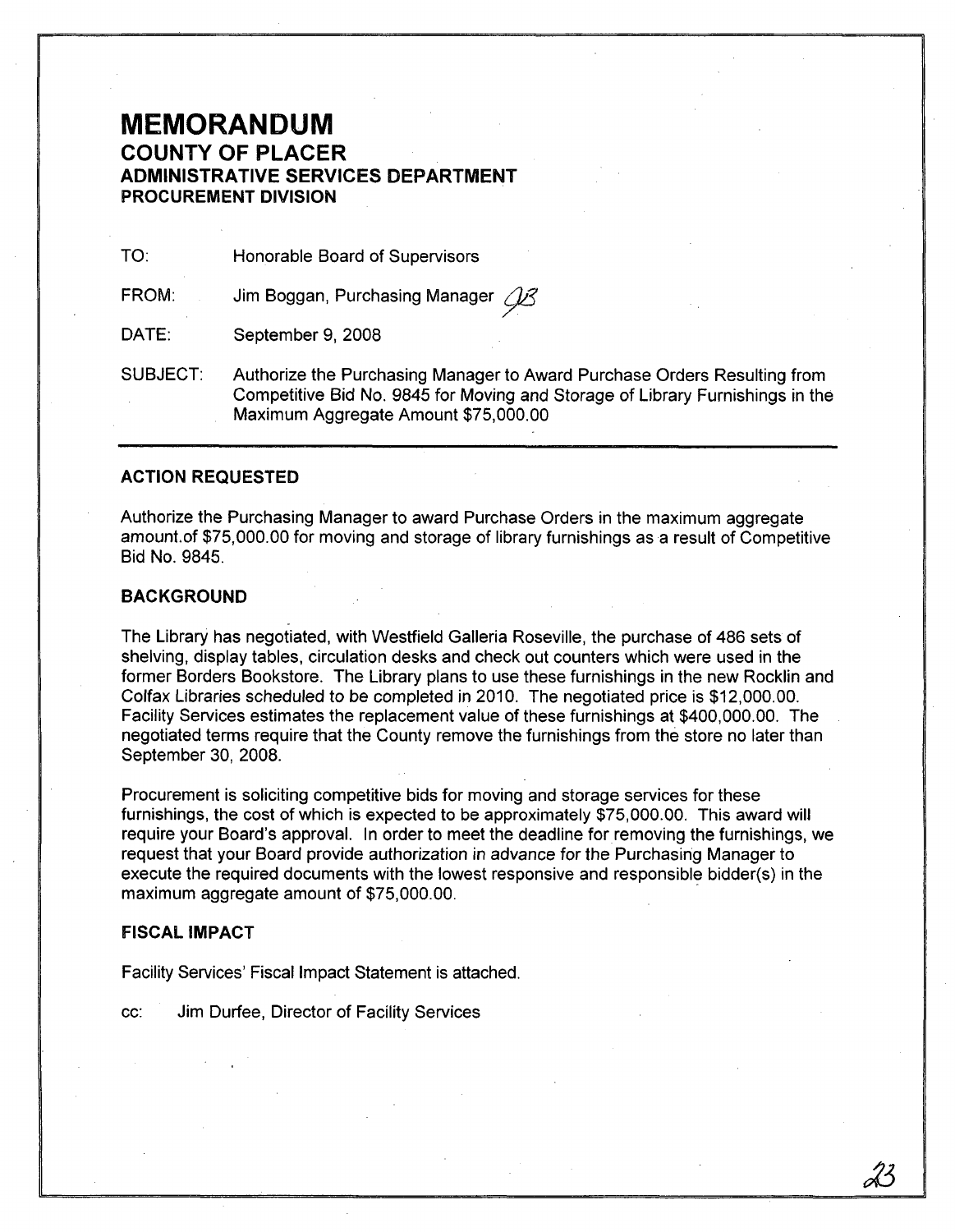# MEMORANDUM

## COUNTY OF PLACER

### ADMINISTRATIVE SERVICES DEPARTMENT

### PROCUREMENT DIVISION

TO: Honorable Board of Supervisors

FROM: Jim Boggan, Purchasing Manager JB

DATE: September 9, 2008

SUBJECT: Authorize the Purchasing Manager to Award Purchase Orders Resulting from Competitive Bid No. 9845 for Moving and Storage of Library Furnishings in the Maximum Aggregate Amount $75,000.00

---

### ACTION REQUESTED

Authorize the Purchasing Manager to award Purchase Orders in the maximum aggregate amount.of $75,000.00 for moving and storage of library furnishings as a result of Competitive Bid No. 9845.

### BACKGROUND

The Library has negotiated, with Westfield Galleria Roseville, the purchase of 486 sets of shelving, display tables, circulation desks and check out counters which were used in the former Borders Bookstore. The Library plans to use these furnishings in the new Rocklin and Colfax Libraries scheduled to be completed in 2010. The negotiated price is $12,000.00. Facility Services estimates the replacement value of these furnishings at $400,000.00. The negotiated terms require that the County remove the furnishings from the store no later than September 30, 2008.

Procurement is soliciting competitive bids for moving and storage services for these furnishings, the cost of which is expected to be approximately $75,000.00. This award will require your Board's approval. In order to meet the deadline for removing the furnishings, we request that your Board provide authorization in advance for the Purchasing Manager to execute the required documents with the lowest responsive and responsible bidder(s) in the maximum aggregate amount of $75,000.00.

### FISCAL IMPACT

Facility Services' Fiscal Impact Statement is attached.

cc: Jim Durfee, Director of Facility Services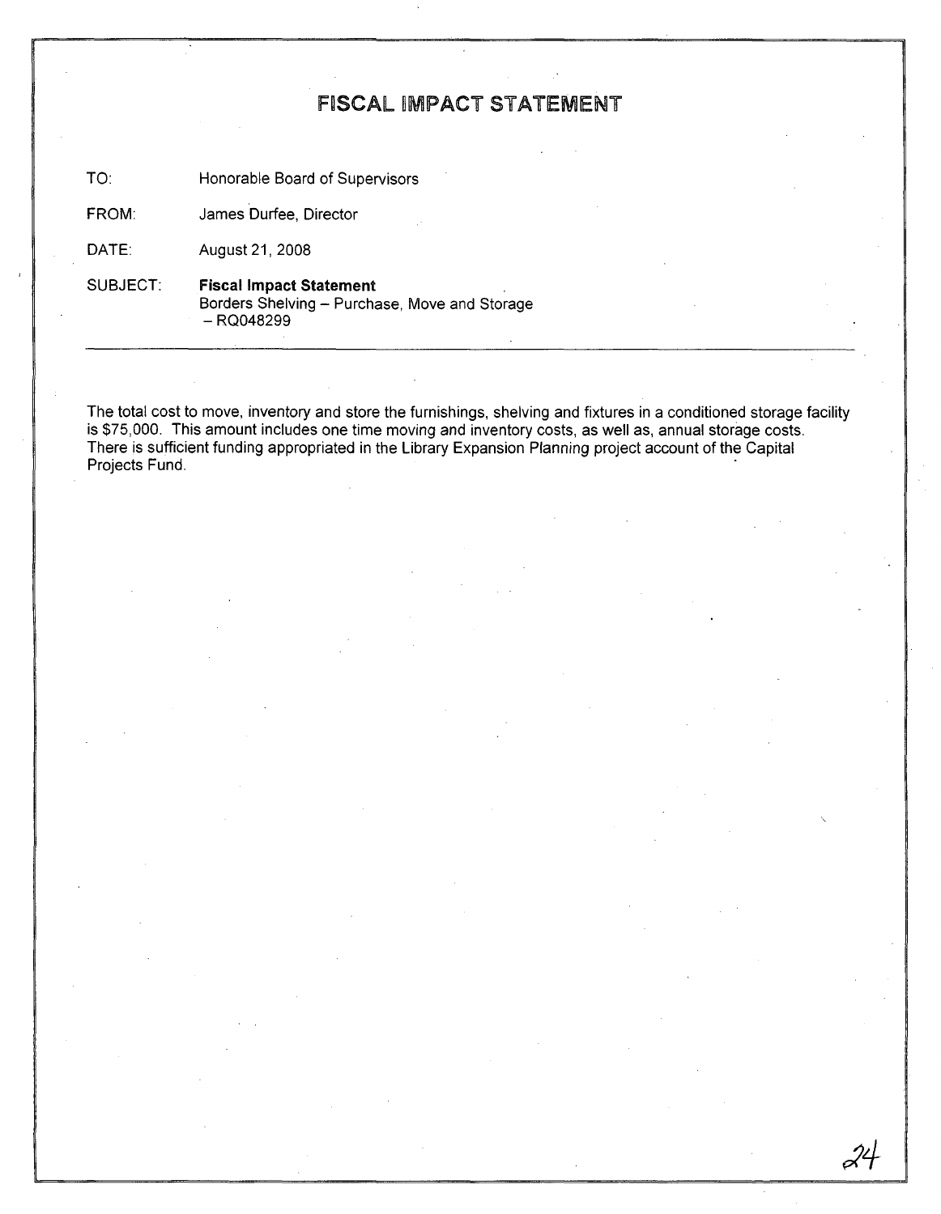# FISCAL IMPACT STATEMENT

TO: Honorable Board of Supervisors

FROM: James Durfee, Director

DATE: August 21, 2008

SUBJECT: **Fiscal Impact Statement**
Borders Shelving – Purchase, Move and Storage
– RQ048299

---

The total cost to move, inventory and store the furnishings, shelving and fixtures in a conditioned storage facility is $75,000. This amount includes one time moving and inventory costs, as well as, annual storage costs. There is sufficient funding appropriated in the Library Expansion Planning project account of the Capital Projects Fund.